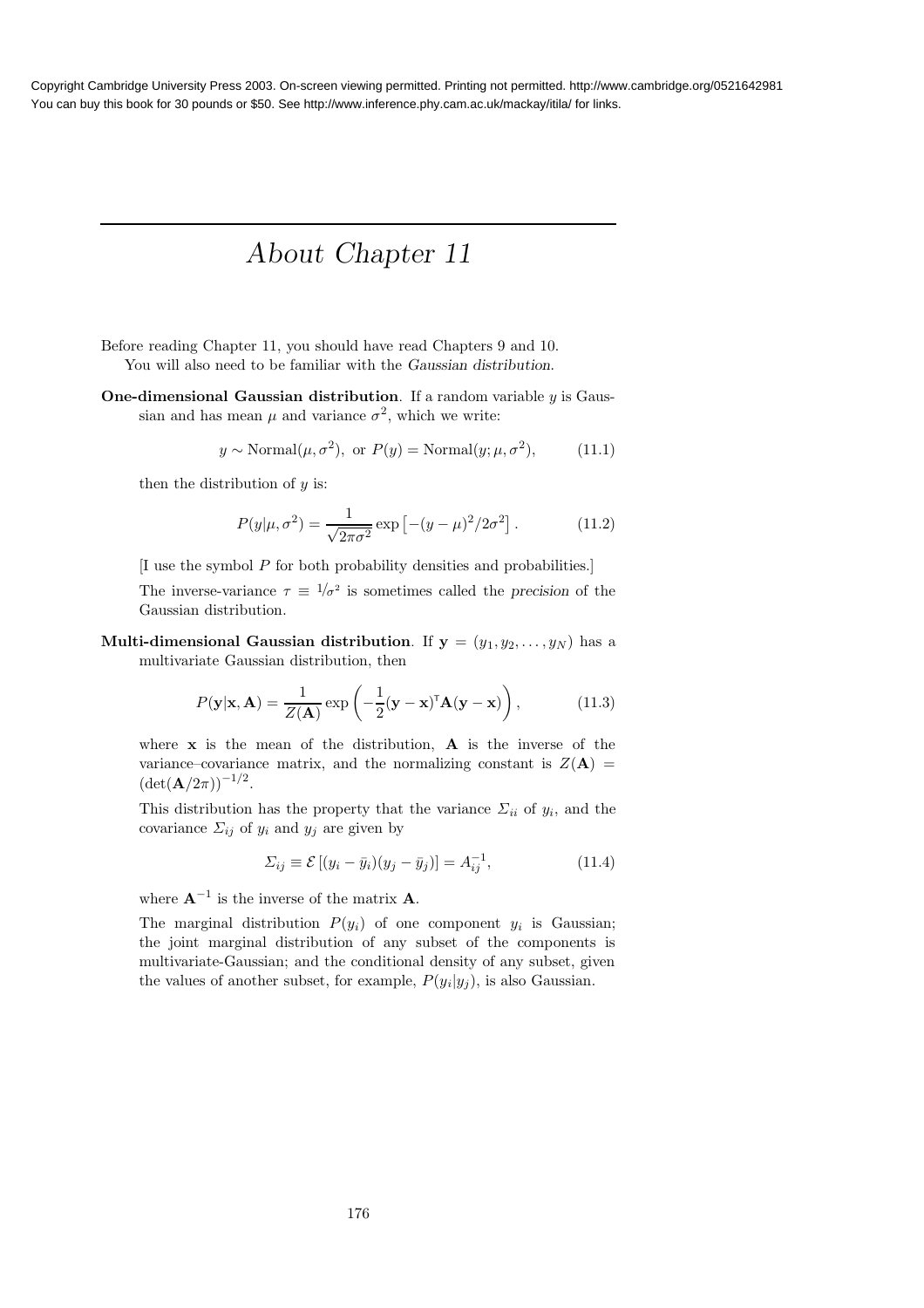# About Chapter 11

Before reading Chapter 11, you should have read Chapters 9 and 10.

You will also need to be familiar with the *Gaussian distribution*.

**One-dimensional Gaussian distribution**. If a random variable $y$ is Gaussian and has mean $\mu$ and variance $\sigma^2$, which we write:

$$y \sim \text{Normal}(\mu, \sigma^2), \text{ or } P(y) = \text{Normal}(y; \mu, \sigma^2), \tag{11.1}$$

then the distribution of $y$ is:

$$P(y|\mu, \sigma^2) = \frac{1}{\sqrt{2\pi\sigma^2}} \exp\left[-(y-\mu)^2/2\sigma^2\right]. \tag{11.2}$$

[I use the symbol $P$ for both probability densities and probabilities.]

The inverse-variance $\tau \equiv 1/\sigma^2$ is sometimes called the *precision* of the Gaussian distribution.

**Multi-dimensional Gaussian distribution**. If $\mathbf{y} = (y_1, y_2, \ldots, y_N)$ has a multivariate Gaussian distribution, then

$$P(\mathbf{y}|\mathbf{x}, \mathbf{A}) = \frac{1}{Z(\mathbf{A})} \exp\left(-\frac{1}{2}(\mathbf{y}-\mathbf{x})^{\mathsf{T}}\mathbf{A}(\mathbf{y}-\mathbf{x})\right), \tag{11.3}$$

where $\mathbf{x}$ is the mean of the distribution, $\mathbf{A}$ is the inverse of the variance–covariance matrix, and the normalizing constant is $Z(\mathbf{A}) = (\det(\mathbf{A}/2\pi))^{-1/2}$.

This distribution has the property that the variance $\Sigma_{ii}$ of $y_i$, and the covariance $\Sigma_{ij}$ of $y_i$ and $y_j$ are given by

$$\Sigma_{ij} \equiv \mathcal{E}\left[(y_i - \bar{y}_i)(y_j - \bar{y}_j)\right] = A^{-1}_{ij}, \tag{11.4}$$

where $\mathbf{A}^{-1}$ is the inverse of the matrix $\mathbf{A}$.

The marginal distribution $P(y_i)$ of one component $y_i$ is Gaussian; the joint marginal distribution of any subset of the components is multivariate-Gaussian; and the conditional density of any subset, given the values of another subset, for example, $P(y_i|y_j)$, is also Gaussian.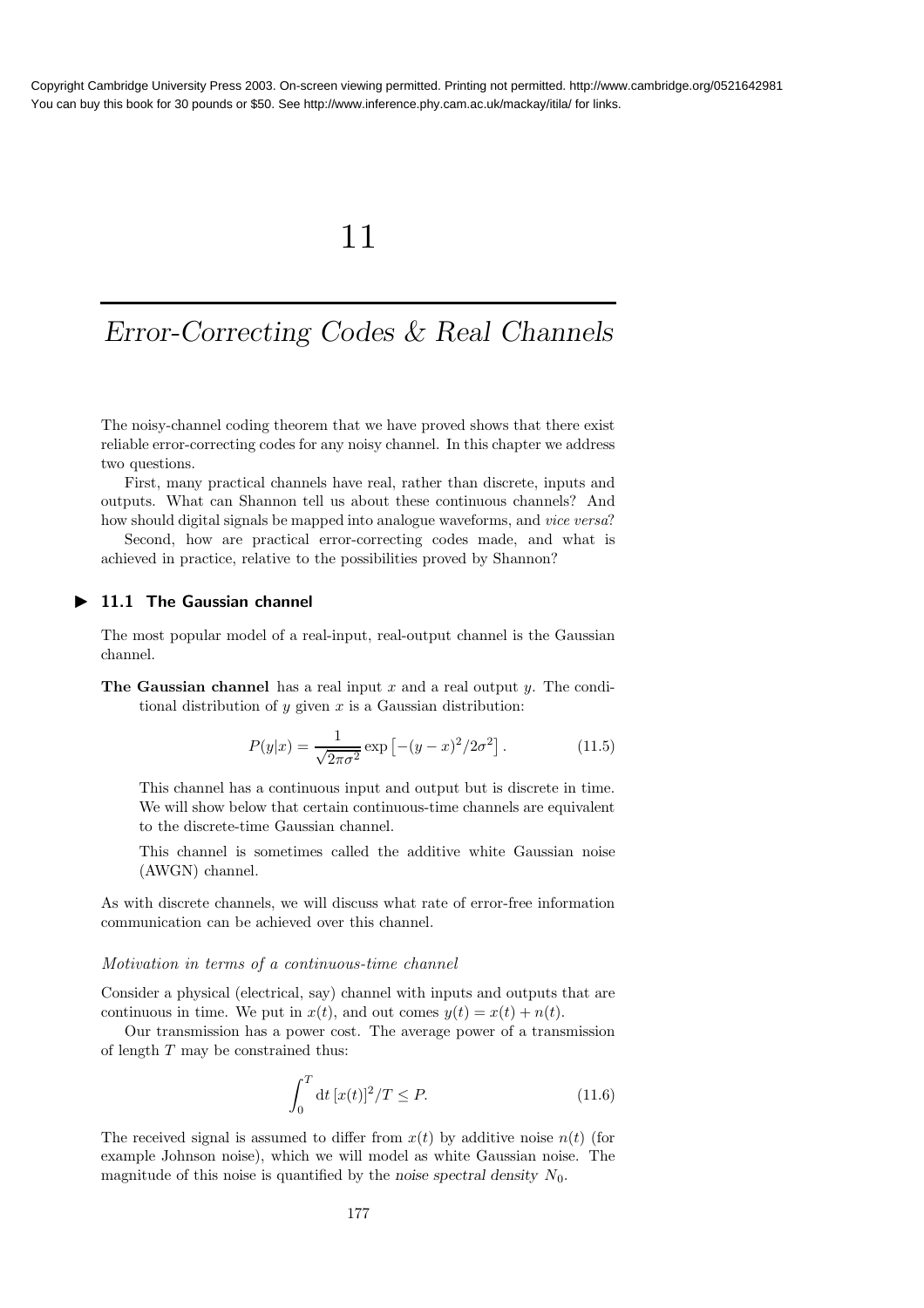# 11

## Error-Correcting Codes & Real Channels

The noisy-channel coding theorem that we have proved shows that there exist reliable error-correcting codes for any noisy channel. In this chapter we address two questions.

First, many practical channels have real, rather than discrete, inputs and outputs. What can Shannon tell us about these continuous channels? And how should digital signals be mapped into analogue waveforms, and *vice versa*?

Second, how are practical error-correcting codes made, and what is achieved in practice, relative to the possibilities proved by Shannon?

### 11.1 The Gaussian channel

The most popular model of a real-input, real-output channel is the Gaussian channel.

**The Gaussian channel** has a real input $x$ and a real output $y$. The conditional distribution of $y$ given $x$ is a Gaussian distribution:

$$P(y|x) = \frac{1}{\sqrt{2\pi\sigma^2}} \exp\left[-(y-x)^2/2\sigma^2\right]. \tag{11.5}$$

This channel has a continuous input and output but is discrete in time. We will show below that certain continuous-time channels are equivalent to the discrete-time Gaussian channel.

This channel is sometimes called the additive white Gaussian noise (AWGN) channel.

As with discrete channels, we will discuss what rate of error-free information communication can be achieved over this channel.

#### *Motivation in terms of a continuous-time channel*

Consider a physical (electrical, say) channel with inputs and outputs that are continuous in time. We put in $x(t)$, and out comes $y(t) = x(t) + n(t)$.

Our transmission has a power cost. The average power of a transmission of length $T$ may be constrained thus:

$$\int_0^T \mathrm{d}t\, [x(t)]^2/T \leq P. \tag{11.6}$$

The received signal is assumed to differ from $x(t)$ by additive noise $n(t)$ (for example Johnson noise), which we will model as white Gaussian noise. The magnitude of this noise is quantified by the *noise spectral density* $N_0$.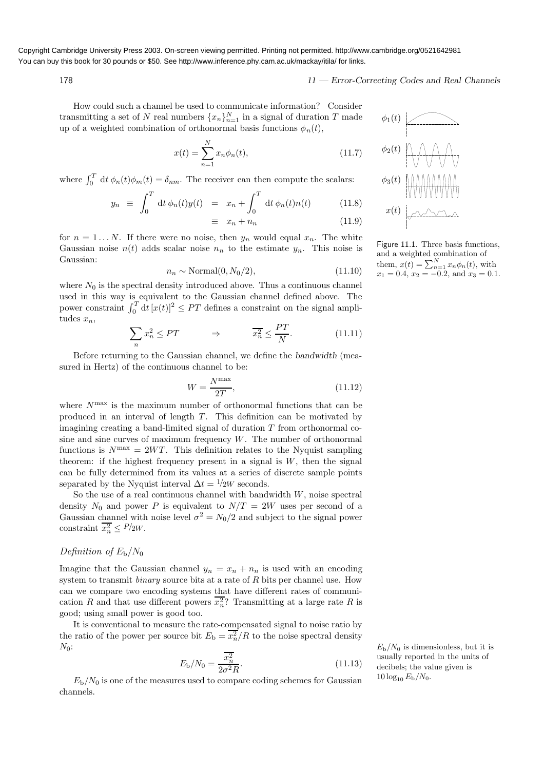How could such a channel be used to communicate information? Consider transmitting a set of $N$ real numbers $\{x_n\}_{n=1}^N$ in a signal of duration $T$ made up of a weighted combination of orthonormal basis functions $\phi_n(t)$,

$$x(t) = \sum_{n=1}^{N} x_n \phi_n(t), \tag{11.7}$$

where $\int_0^T \mathrm{d}t\, \phi_n(t)\phi_m(t) = \delta_{nm}$. The receiver can then compute the scalars:

$$y_n \equiv \int_0^T \mathrm{d}t\, \phi_n(t) y(t) = x_n + \int_0^T \mathrm{d}t\, \phi_n(t) n(t) \tag{11.8}$$

$$\equiv x_n + n_n \tag{11.9}$$

for $n = 1 \ldots N$. If there were no noise, then $y_n$ would equal $x_n$. The white Gaussian noise $n(t)$ adds scalar noise $n_n$ to the estimate $y_n$. This noise is Gaussian:

$$n_n \sim \mathrm{Normal}(0, N_0/2), \tag{11.10}$$

where $N_0$ is the spectral density introduced above. Thus a continuous channel used in this way is equivalent to the Gaussian channel defined above. The power constraint $\int_0^T \mathrm{d}t\, [x(t)]^2 \le PT$ defines a constraint on the signal amplitudes $x_n$,

$$\sum_n x_n^2 \le PT \quad \Rightarrow \quad \overline{x_n^2} \le \frac{PT}{N}. \tag{11.11}$$

Figure 11.1. Three basis functions, and a weighted combination of them, $x(t) = \sum_{n=1}^{N} x_n \phi_n(t)$, with $x_1 = 0.4$, $x_2 = -0.2$, and $x_3 = 0.1$.

Before returning to the Gaussian channel, we define the *bandwidth* (measured in Hertz) of the continuous channel to be:

$$W = \frac{N^{\max}}{2T}, \tag{11.12}$$

where $N^{\max}$ is the maximum number of orthonormal functions that can be produced in an interval of length $T$. This definition can be motivated by imagining creating a band-limited signal of duration $T$ from orthonormal cosine and sine curves of maximum frequency $W$. The number of orthonormal functions is $N^{\max} = 2WT$. This definition relates to the Nyquist sampling theorem: if the highest frequency present in a signal is $W$, then the signal can be fully determined from its values at a series of discrete sample points separated by the Nyquist interval $\Delta t = 1/2W$ seconds.

So the use of a real continuous channel with bandwidth $W$, noise spectral density $N_0$ and power $P$ is equivalent to $N/T = 2W$ uses per second of a Gaussian channel with noise level $\sigma^2 = N_0/2$ and subject to the signal power constraint $\overline{x_n^2} \le P/2W$.

### *Definition of $E_\mathrm{b}/N_0$*

Imagine that the Gaussian channel $y_n = x_n + n_n$ is used with an encoding system to transmit *binary* source bits at a rate of $R$ bits per channel use. How can we compare two encoding systems that have different rates of communication $R$ and that use different powers $\overline{x_n^2}$? Transmitting at a large rate $R$ is good; using small power is good too.

It is conventional to measure the rate-compensated signal to noise ratio by the ratio of the power per source bit $E_\mathrm{b} = \overline{x_n^2}/R$ to the noise spectral density $N_0$:

$$E_\mathrm{b}/N_0 = \frac{\overline{x_n^2}}{2\sigma^2 R}. \tag{11.13}$$

$E_\mathrm{b}/N_0$ is dimensionless, but it is usually reported in the units of decibels; the value given is $10 \log_{10} E_\mathrm{b}/N_0$.

$E_\mathrm{b}/N_0$ is one of the measures used to compare coding schemes for Gaussian channels.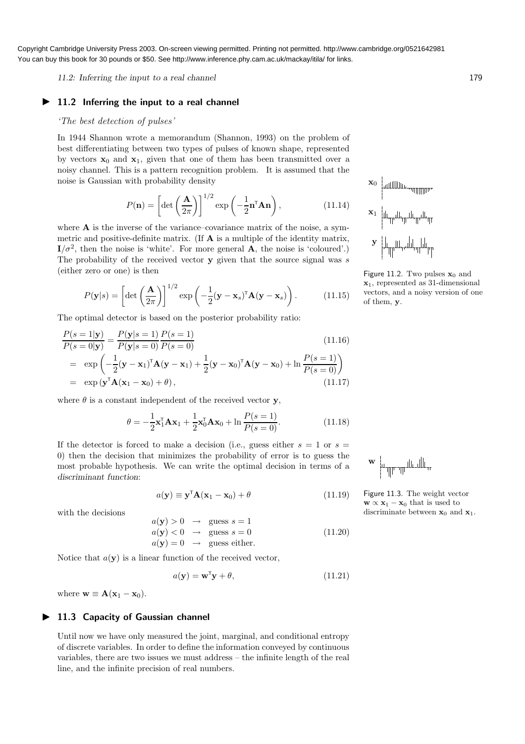## ▶ 11.2 Inferring the input to a real channel

*'The best detection of pulses'*

In 1944 Shannon wrote a memorandum (Shannon, 1993) on the problem of best differentiating between two types of pulses of known shape, represented by vectors $\mathbf{x}_0$ and $\mathbf{x}_1$, given that one of them has been transmitted over a noisy channel. This is a pattern recognition problem. It is assumed that the noise is Gaussian with probability density

$$P(\mathbf{n}) = \left[\det\left(\frac{\mathbf{A}}{2\pi}\right)\right]^{1/2} \exp\left(-\frac{1}{2}\mathbf{n}^{\mathsf{T}}\mathbf{A}\mathbf{n}\right), \tag{11.14}$$

where $\mathbf{A}$ is the inverse of the variance–covariance matrix of the noise, a symmetric and positive-definite matrix. (If $\mathbf{A}$ is a multiple of the identity matrix, $\mathbf{I}/\sigma^2$, then the noise is 'white'. For more general $\mathbf{A}$, the noise is 'coloured'.) The probability of the received vector $\mathbf{y}$ given that the source signal was $s$ (either zero or one) is then

$$P(\mathbf{y}|s) = \left[\det\left(\frac{\mathbf{A}}{2\pi}\right)\right]^{1/2} \exp\left(-\frac{1}{2}(\mathbf{y}-\mathbf{x}_s)^{\mathsf{T}}\mathbf{A}(\mathbf{y}-\mathbf{x}_s)\right). \tag{11.15}$$

Figure 11.2. Two pulses $\mathbf{x}_0$ and $\mathbf{x}_1$, represented as 31-dimensional vectors, and a noisy version of one of them, $\mathbf{y}$.

The optimal detector is based on the posterior probability ratio:

$$\frac{P(s=1|\mathbf{y})}{P(s=0|\mathbf{y})} = \frac{P(\mathbf{y}|s=1)}{P(\mathbf{y}|s=0)}\frac{P(s=1)}{P(s=0)} \tag{11.16}$$

$$= \exp\left(-\frac{1}{2}(\mathbf{y}-\mathbf{x}_1)^{\mathsf{T}}\mathbf{A}(\mathbf{y}-\mathbf{x}_1) + \frac{1}{2}(\mathbf{y}-\mathbf{x}_0)^{\mathsf{T}}\mathbf{A}(\mathbf{y}-\mathbf{x}_0) + \ln\frac{P(s=1)}{P(s=0)}\right)$$

$$= \exp\left(\mathbf{y}^{\mathsf{T}}\mathbf{A}(\mathbf{x}_1-\mathbf{x}_0) + \theta\right), \tag{11.17}$$

where $\theta$ is a constant independent of the received vector $\mathbf{y}$,

$$\theta = -\frac{1}{2}\mathbf{x}_1^{\mathsf{T}}\mathbf{A}\mathbf{x}_1 + \frac{1}{2}\mathbf{x}_0^{\mathsf{T}}\mathbf{A}\mathbf{x}_0 + \ln\frac{P(s=1)}{P(s=0)}. \tag{11.18}$$

If the detector is forced to make a decision (i.e., guess either $s = 1$ or $s = 0$) then the decision that minimizes the probability of error is to guess the most probable hypothesis. We can write the optimal decision in terms of a *discriminant function*:

$$a(\mathbf{y}) \equiv \mathbf{y}^{\mathsf{T}}\mathbf{A}(\mathbf{x}_1-\mathbf{x}_0) + \theta \tag{11.19}$$

Figure 11.3. The weight vector $\mathbf{w} \propto \mathbf{x}_1 - \mathbf{x}_0$ that is used to discriminate between $\mathbf{x}_0$ and $\mathbf{x}_1$.

with the decisions

$$\begin{array}{lll} a(\mathbf{y}) > 0 & \rightarrow & \text{guess } s = 1 \\ a(\mathbf{y}) < 0 & \rightarrow & \text{guess } s = 0 \\ a(\mathbf{y}) = 0 & \rightarrow & \text{guess either.} \end{array} \tag{11.20}$$

Notice that $a(\mathbf{y})$ is a linear function of the received vector,

$$a(\mathbf{y}) = \mathbf{w}^{\mathsf{T}}\mathbf{y} + \theta, \tag{11.21}$$

where $\mathbf{w} \equiv \mathbf{A}(\mathbf{x}_1 - \mathbf{x}_0)$.

## ▶ 11.3 Capacity of Gaussian channel

Until now we have only measured the joint, marginal, and conditional entropy of discrete variables. In order to define the information conveyed by continuous variables, there are two issues we must address – the infinite length of the real line, and the infinite precision of real numbers.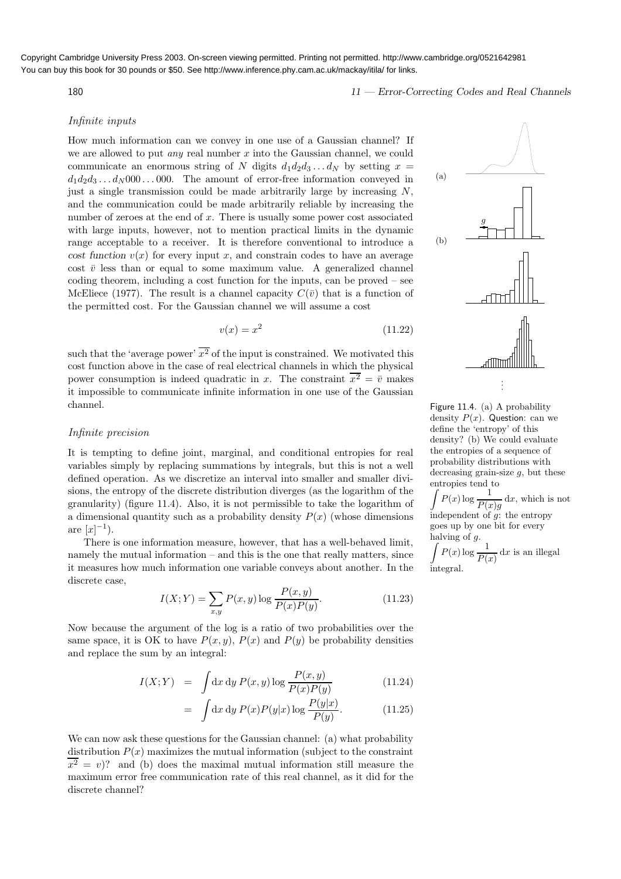*Infinite inputs*

How much information can we convey in one use of a Gaussian channel? If we are allowed to put *any* real number $x$ into the Gaussian channel, we could communicate an enormous string of $N$ digits $d_1 d_2 d_3 \ldots d_N$ by setting $x = d_1 d_2 d_3 \ldots d_N 000 \ldots 000$. The amount of error-free information conveyed in just a single transmission could be made arbitrarily large by increasing $N$, and the communication could be made arbitrarily reliable by increasing the number of zeroes at the end of $x$. There is usually some power cost associated with large inputs, however, not to mention practical limits in the dynamic range acceptable to a receiver. It is therefore conventional to introduce a **cost function** $v(x)$ for every input $x$, and constrain codes to have an average cost $\bar{v}$ less than or equal to some maximum value. A generalized channel coding theorem, including a cost function for the inputs, can be proved – see McEliece (1977). The result is a channel capacity $C(\bar{v})$ that is a function of the permitted cost. For the Gaussian channel we will assume a cost

$$v(x) = x^2 \tag{11.22}$$

such that the 'average power' $\overline{x^2}$ of the input is constrained. We motivated this cost function above in the case of real electrical channels in which the physical power consumption is indeed quadratic in $x$. The constraint $\overline{x^2} = \bar{v}$ makes it impossible to communicate infinite information in one use of the Gaussian channel.

*Infinite precision*

It is tempting to define joint, marginal, and conditional entropies for real variables simply by replacing summations by integrals, but this is not a well defined operation. As we discretize an interval into smaller and smaller divisions, the entropy of the discrete distribution diverges (as the logarithm of the granularity) (figure 11.4). Also, it is not permissible to take the logarithm of a dimensional quantity such as a probability density $P(x)$ (whose dimensions are $[x]^{-1}$).

There is one information measure, however, that has a well-behaved limit, namely the mutual information – and this is the one that really matters, since it measures how much information one variable conveys about another. In the discrete case,

$$I(X;Y) = \sum_{x,y} P(x,y) \log \frac{P(x,y)}{P(x)P(y)}. \tag{11.23}$$

Now because the argument of the log is a ratio of two probabilities over the same space, it is OK to have $P(x,y)$, $P(x)$ and $P(y)$ be probability densities and replace the sum by an integral:

$$I(X;Y) = \int \mathrm{d}x\, \mathrm{d}y\, P(x,y) \log \frac{P(x,y)}{P(x)P(y)} \tag{11.24}$$

$$= \int \mathrm{d}x\, \mathrm{d}y\, P(x)P(y|x) \log \frac{P(y|x)}{P(y)}. \tag{11.25}$$

We can now ask these questions for the Gaussian channel: (a) what probability distribution $P(x)$ maximizes the mutual information (subject to the constraint $\overline{x^2} = v$)? and (b) does the maximal mutual information still measure the maximum error free communication rate of this real channel, as it did for the discrete channel?

Figure 11.4. (a) A probability density $P(x)$. Question: can we define the 'entropy' of this density? (b) We could evaluate the entropies of a sequence of probability distributions with decreasing grain-size $g$, but these entropies tend to $\int P(x) \log \frac{1}{P(x)g}\, \mathrm{d}x$, which is not independent of $g$: the entropy goes up by one bit for every halving of $g$. $\int P(x) \log \frac{1}{P(x)}\, \mathrm{d}x$ is an illegal integral.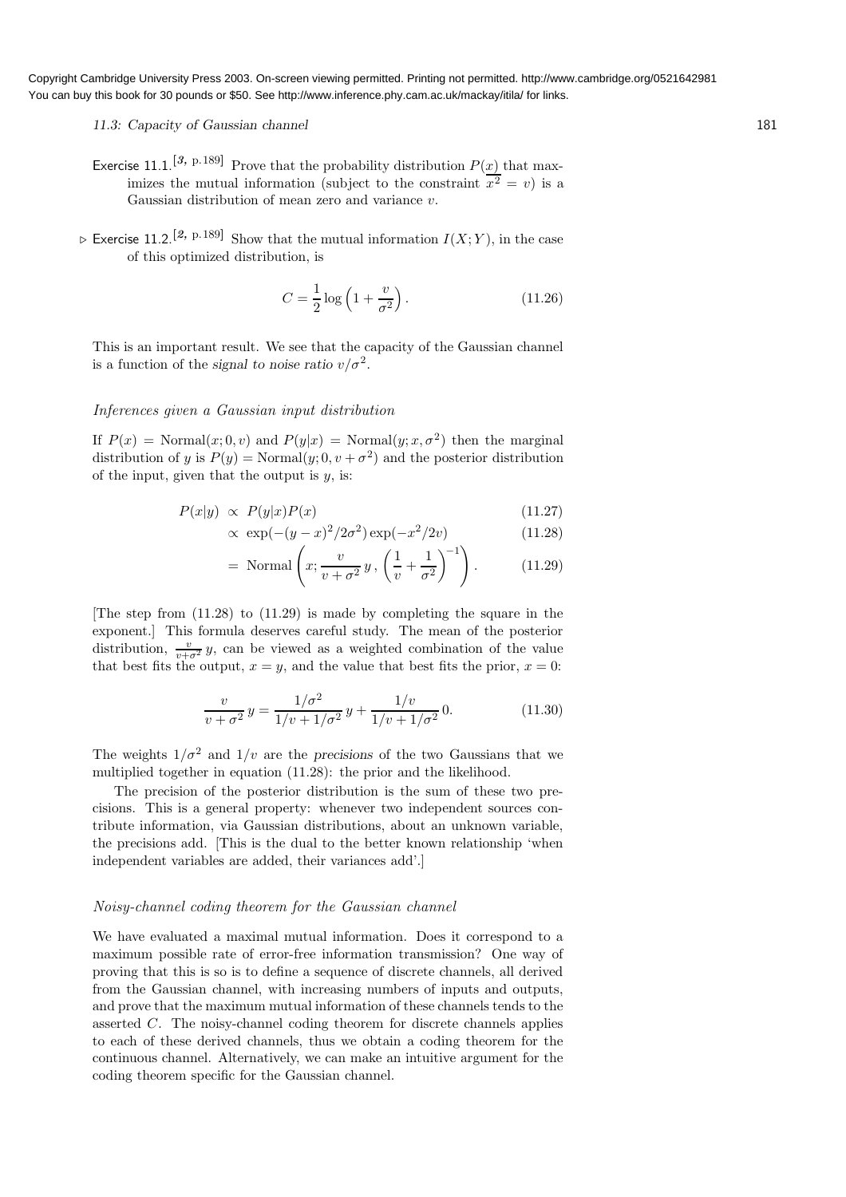Exercise 11.1.[3, p.189] Prove that the probability distribution $P(x)$ that maximizes the mutual information (subject to the constraint $\overline{x^2} = v$) is a Gaussian distribution of mean zero and variance $v$.

▷ Exercise 11.2.[2, p.189] Show that the mutual information $I(X;Y)$, in the case of this optimized distribution, is

$$C = \frac{1}{2} \log \left(1 + \frac{v}{\sigma^2}\right). \tag{11.26}$$

This is an important result. We see that the capacity of the Gaussian channel is a function of the *signal to noise ratio* $v/\sigma^2$.

### *Inferences given a Gaussian input distribution*

If $P(x) = \text{Normal}(x; 0, v)$ and $P(y|x) = \text{Normal}(y; x, \sigma^2)$ then the marginal distribution of $y$ is $P(y) = \text{Normal}(y; 0, v + \sigma^2)$ and the posterior distribution of the input, given that the output is $y$, is:

$$P(x|y) \propto P(y|x)P(x) \tag{11.27}$$

$$\propto \exp(-(y-x)^2/2\sigma^2)\exp(-x^2/2v) \tag{11.28}$$

$$= \text{Normal}\left(x; \frac{v}{v+\sigma^2}\, y\,, \left(\frac{1}{v} + \frac{1}{\sigma^2}\right)^{-1}\right). \tag{11.29}$$

[The step from (11.28) to (11.29) is made by completing the square in the exponent.] This formula deserves careful study. The mean of the posterior distribution, $\frac{v}{v+\sigma^2}\, y$, can be viewed as a weighted combination of the value that best fits the output, $x = y$, and the value that best fits the prior, $x = 0$:

$$\frac{v}{v+\sigma^2}\, y = \frac{1/\sigma^2}{1/v + 1/\sigma^2}\, y + \frac{1/v}{1/v + 1/\sigma^2}\, 0. \tag{11.30}$$

The weights $1/\sigma^2$ and $1/v$ are the *precisions* of the two Gaussians that we multiplied together in equation (11.28): the prior and the likelihood.

The precision of the posterior distribution is the sum of these two precisions. This is a general property: whenever two independent sources contribute information, via Gaussian distributions, about an unknown variable, the precisions add. [This is the dual to the better known relationship 'when independent variables are added, their variances add'.]

### *Noisy-channel coding theorem for the Gaussian channel*

We have evaluated a maximal mutual information. Does it correspond to a maximum possible rate of error-free information transmission? One way of proving that this is so is to define a sequence of discrete channels, all derived from the Gaussian channel, with increasing numbers of inputs and outputs, and prove that the maximum mutual information of these channels tends to the asserted $C$. The noisy-channel coding theorem for discrete channels applies to each of these derived channels, thus we obtain a coding theorem for the continuous channel. Alternatively, we can make an intuitive argument for the coding theorem specific for the Gaussian channel.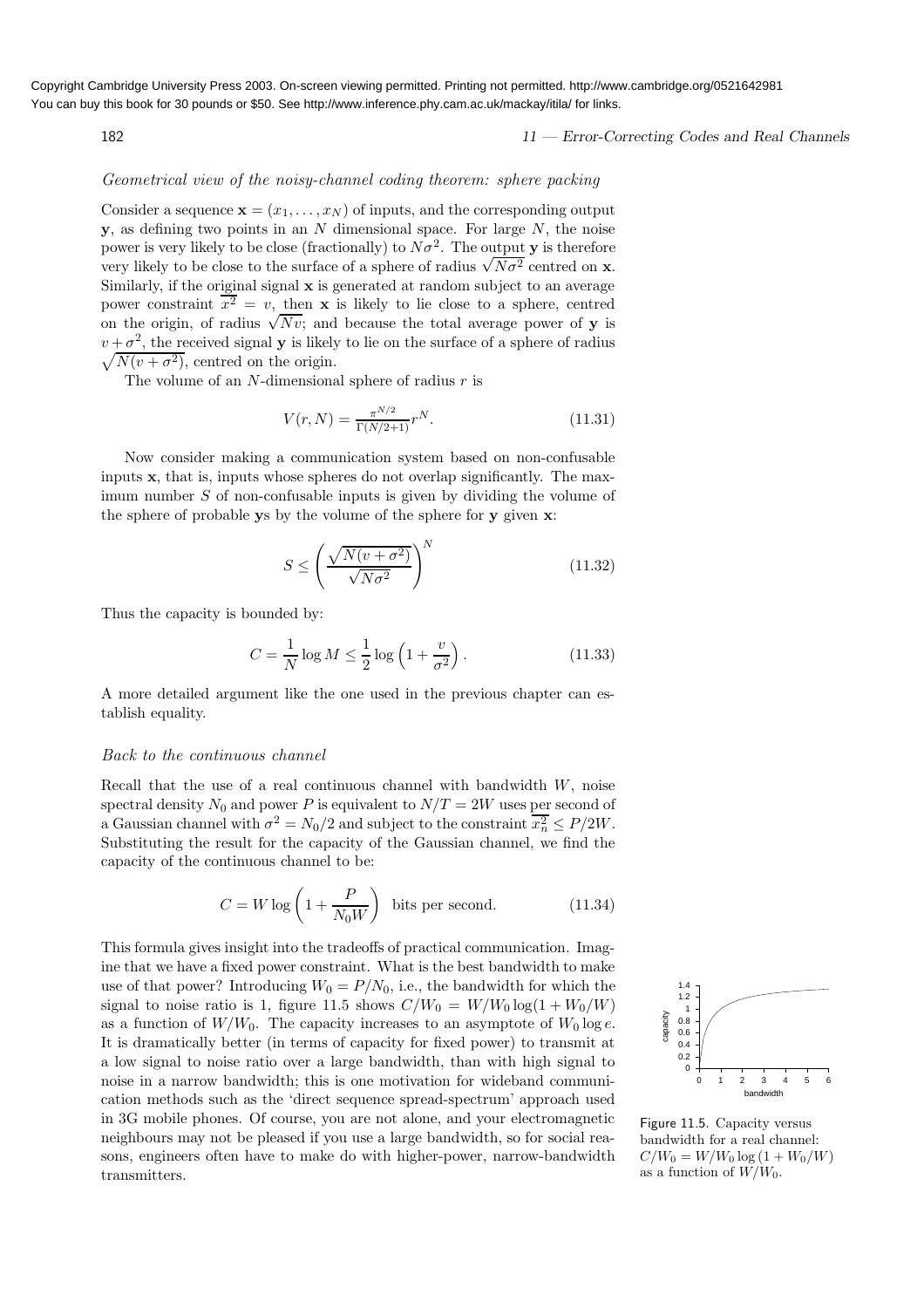*Geometrical view of the noisy-channel coding theorem: sphere packing*

Consider a sequence $\mathbf{x} = (x_1, \ldots, x_N)$ of inputs, and the corresponding output $\mathbf{y}$, as defining two points in an $N$ dimensional space. For large $N$, the noise power is very likely to be close (fractionally) to $N\sigma^2$. The output $\mathbf{y}$ is therefore very likely to be close to the surface of a sphere of radius $\sqrt{N\sigma^2}$ centred on $\mathbf{x}$. Similarly, if the original signal $\mathbf{x}$ is generated at random subject to an average power constraint $\overline{x^2} = v$, then $\mathbf{x}$ is likely to lie close to a sphere, centred on the origin, of radius $\sqrt{Nv}$; and because the total average power of $\mathbf{y}$ is $v + \sigma^2$, the received signal $\mathbf{y}$ is likely to lie on the surface of a sphere of radius $\sqrt{N(v + \sigma^2)}$, centred on the origin.

The volume of an $N$-dimensional sphere of radius $r$ is

$$V(r, N) = \frac{\pi^{N/2}}{\Gamma(N/2+1)} r^N. \tag{11.31}$$

Now consider making a communication system based on non-confusable inputs $\mathbf{x}$, that is, inputs whose spheres do not overlap significantly. The maximum number $S$ of non-confusable inputs is given by dividing the volume of the sphere of probable $\mathbf{y}$s by the volume of the sphere for $\mathbf{y}$ given $\mathbf{x}$:

$$S \leq \left( \frac{\sqrt{N(v + \sigma^2)}}{\sqrt{N\sigma^2}} \right)^N \tag{11.32}$$

Thus the capacity is bounded by:

$$C = \frac{1}{N} \log M \leq \frac{1}{2} \log \left( 1 + \frac{v}{\sigma^2} \right). \tag{11.33}$$

A more detailed argument like the one used in the previous chapter can establish equality.

*Back to the continuous channel*

Recall that the use of a real continuous channel with bandwidth $W$, noise spectral density $N_0$ and power $P$ is equivalent to $N/T = 2W$ uses per second of a Gaussian channel with $\sigma^2 = N_0/2$ and subject to the constraint $\overline{x_n^2} \leq P/2W$. Substituting the result for the capacity of the Gaussian channel, we find the capacity of the continuous channel to be:

$$C = W \log \left( 1 + \frac{P}{N_0 W} \right) \text{ bits per second.} \tag{11.34}$$

This formula gives insight into the tradeoffs of practical communication. Imagine that we have a fixed power constraint. What is the best bandwidth to make use of that power? Introducing $W_0 = P/N_0$, i.e., the bandwidth for which the signal to noise ratio is 1, figure 11.5 shows $C/W_0 = W/W_0 \log(1 + W_0/W)$ as a function of $W/W_0$. The capacity increases to an asymptote of $W_0 \log e$. It is dramatically better (in terms of capacity for fixed power) to transmit at a low signal to noise ratio over a large bandwidth, than with high signal to noise in a narrow bandwidth; this is one motivation for wideband communication methods such as the 'direct sequence spread-spectrum' approach used in 3G mobile phones. Of course, you are not alone, and your electromagnetic neighbours may not be pleased if you use a large bandwidth, so for social reasons, engineers often have to make do with higher-power, narrow-bandwidth transmitters.

Figure 11.5. Capacity versus bandwidth for a real channel: $C/W_0 = W/W_0 \log(1 + W_0/W)$ as a function of $W/W_0$.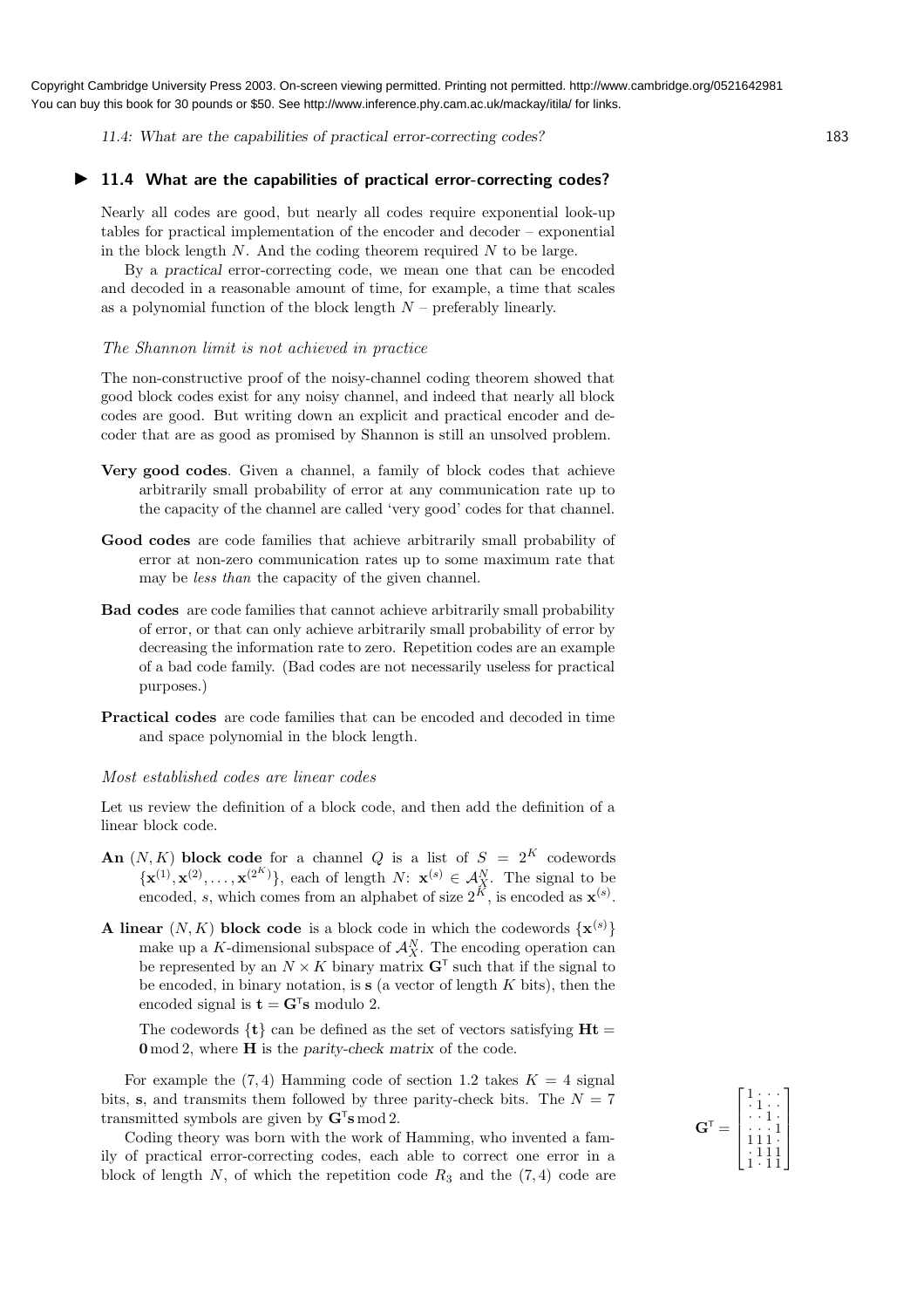## ▶ 11.4 What are the capabilities of practical error-correcting codes?

Nearly all codes are good, but nearly all codes require exponential look-up tables for practical implementation of the encoder and decoder – exponential in the block length $N$. And the coding theorem required $N$ to be large.

By a *practical* error-correcting code, we mean one that can be encoded and decoded in a reasonable amount of time, for example, a time that scales as a polynomial function of the block length $N$ – preferably linearly.

### *The Shannon limit is not achieved in practice*

The non-constructive proof of the noisy-channel coding theorem showed that good block codes exist for any noisy channel, and indeed that nearly all block codes are good. But writing down an explicit and practical encoder and decoder that are as good as promised by Shannon is still an unsolved problem.

**Very good codes**. Given a channel, a family of block codes that achieve arbitrarily small probability of error at any communication rate up to the capacity of the channel are called 'very good' codes for that channel.

**Good codes** are code families that achieve arbitrarily small probability of error at non-zero communication rates up to some maximum rate that may be *less than* the capacity of the given channel.

**Bad codes** are code families that cannot achieve arbitrarily small probability of error, or that can only achieve arbitrarily small probability of error by decreasing the information rate to zero. Repetition codes are an example of a bad code family. (Bad codes are not necessarily useless for practical purposes.)

**Practical codes** are code families that can be encoded and decoded in time and space polynomial in the block length.

### *Most established codes are linear codes*

Let us review the definition of a block code, and then add the definition of a linear block code.

**An $(N, K)$ block code** for a channel $Q$ is a list of $S = 2^K$ codewords $\{\mathbf{x}^{(1)}, \mathbf{x}^{(2)}, \ldots, \mathbf{x}^{(2^K)}\}$, each of length $N$: $\mathbf{x}^{(s)} \in \mathcal{A}_X^N$. The signal to be encoded, $s$, which comes from an alphabet of size $2^K$, is encoded as $\mathbf{x}^{(s)}$.

**A linear $(N, K)$ block code** is a block code in which the codewords $\{\mathbf{x}^{(s)}\}$ make up a $K$-dimensional subspace of $\mathcal{A}_X^N$. The encoding operation can be represented by an $N \times K$ binary matrix $\mathbf{G}^{\mathsf{T}}$ such that if the signal to be encoded, in binary notation, is $\mathbf{s}$ (a vector of length $K$ bits), then the encoded signal is $\mathbf{t} = \mathbf{G}^{\mathsf{T}}\mathbf{s}$ modulo 2.

The codewords $\{\mathbf{t}\}$ can be defined as the set of vectors satisfying $\mathbf{H}\mathbf{t} = \mathbf{0} \bmod 2$, where $\mathbf{H}$ is the *parity-check matrix* of the code.

For example the $(7, 4)$ Hamming code of section 1.2 takes $K = 4$ signal bits, $\mathbf{s}$, and transmits them followed by three parity-check bits. The $N = 7$ transmitted symbols are given by $\mathbf{G}^{\mathsf{T}}\mathbf{s} \bmod 2$.

$$
\mathbf{G}^{\mathsf{T}} = \begin{bmatrix} 1 & \cdot & \cdot & \cdot \\ \cdot & 1 & \cdot & \cdot \\ \cdot & \cdot & 1 & \cdot \\ \cdot & \cdot & \cdot & 1 \\ 1 & 1 & 1 & \cdot \\ \cdot & 1 & 1 & 1 \\ 1 & \cdot & 1 & 1 \end{bmatrix}
$$

Coding theory was born with the work of Hamming, who invented a family of practical error-correcting codes, each able to correct one error in a block of length $N$, of which the repetition code $R_3$ and the $(7, 4)$ code are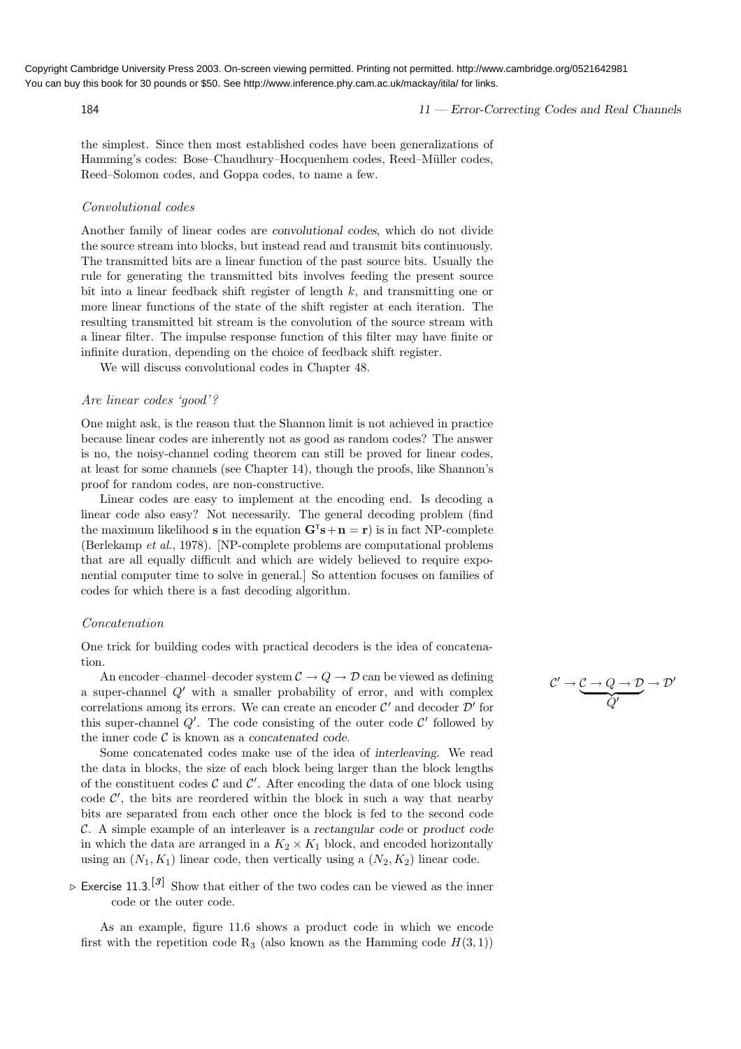the simplest. Since then most established codes have been generalizations of Hamming's codes: Bose–Chaudhury–Hocquenhem codes, Reed–Müller codes, Reed–Solomon codes, and Goppa codes, to name a few.

### *Convolutional codes*

Another family of linear codes are *convolutional codes*, which do not divide the source stream into blocks, but instead read and transmit bits continuously. The transmitted bits are a linear function of the past source bits. Usually the rule for generating the transmitted bits involves feeding the present source bit into a linear feedback shift register of length $k$, and transmitting one or more linear functions of the state of the shift register at each iteration. The resulting transmitted bit stream is the convolution of the source stream with a linear filter. The impulse response function of this filter may have finite or infinite duration, depending on the choice of feedback shift register.

We will discuss convolutional codes in Chapter 48.

### *Are linear codes 'good'?*

One might ask, is the reason that the Shannon limit is not achieved in practice because linear codes are inherently not as good as random codes? The answer is no, the noisy-channel coding theorem can still be proved for linear codes, at least for some channels (see Chapter 14), though the proofs, like Shannon's proof for random codes, are non-constructive.

Linear codes are easy to implement at the encoding end. Is decoding a linear code also easy? Not necessarily. The general decoding problem (find the maximum likelihood $\mathbf{s}$ in the equation $\mathbf{G}^{\mathsf{T}}\mathbf{s}+\mathbf{n}=\mathbf{r}$) is in fact NP-complete (Berlekamp *et al.*, 1978). [NP-complete problems are computational problems that are all equally difficult and which are widely believed to require exponential computer time to solve in general.] So attention focuses on families of codes for which there is a fast decoding algorithm.

### *Concatenation*

One trick for building codes with practical decoders is the idea of concatenation.

$$\mathcal{C}' \rightarrow \underbrace{\mathcal{C} \rightarrow Q \rightarrow \mathcal{D}}_{Q'} \rightarrow \mathcal{D}'$$

An encoder–channel–decoder system $\mathcal{C} \rightarrow Q \rightarrow \mathcal{D}$ can be viewed as defining a super-channel $Q'$ with a smaller probability of error, and with complex correlations among its errors. We can create an encoder $\mathcal{C}'$ and decoder $\mathcal{D}'$ for this super-channel $Q'$. The code consisting of the outer code $\mathcal{C}'$ followed by the inner code $\mathcal{C}$ is known as a *concatenated code*.

Some concatenated codes make use of the idea of *interleaving*. We read the data in blocks, the size of each block being larger than the block lengths of the constituent codes $\mathcal{C}$ and $\mathcal{C}'$. After encoding the data of one block using code $\mathcal{C}'$, the bits are reordered within the block in such a way that nearby bits are separated from each other once the block is fed to the second code $\mathcal{C}$. A simple example of an interleaver is a *rectangular code* or *product code* in which the data are arranged in a $K_2 \times K_1$ block, and encoded horizontally using an $(N_1, K_1)$ linear code, then vertically using a $(N_2, K_2)$ linear code.

▷ Exercise 11.3.[3] Show that either of the two codes can be viewed as the inner code or the outer code.

As an example, figure 11.6 shows a product code in which we encode first with the repetition code $\mathrm{R}_3$ (also known as the Hamming code $H(3,1)$)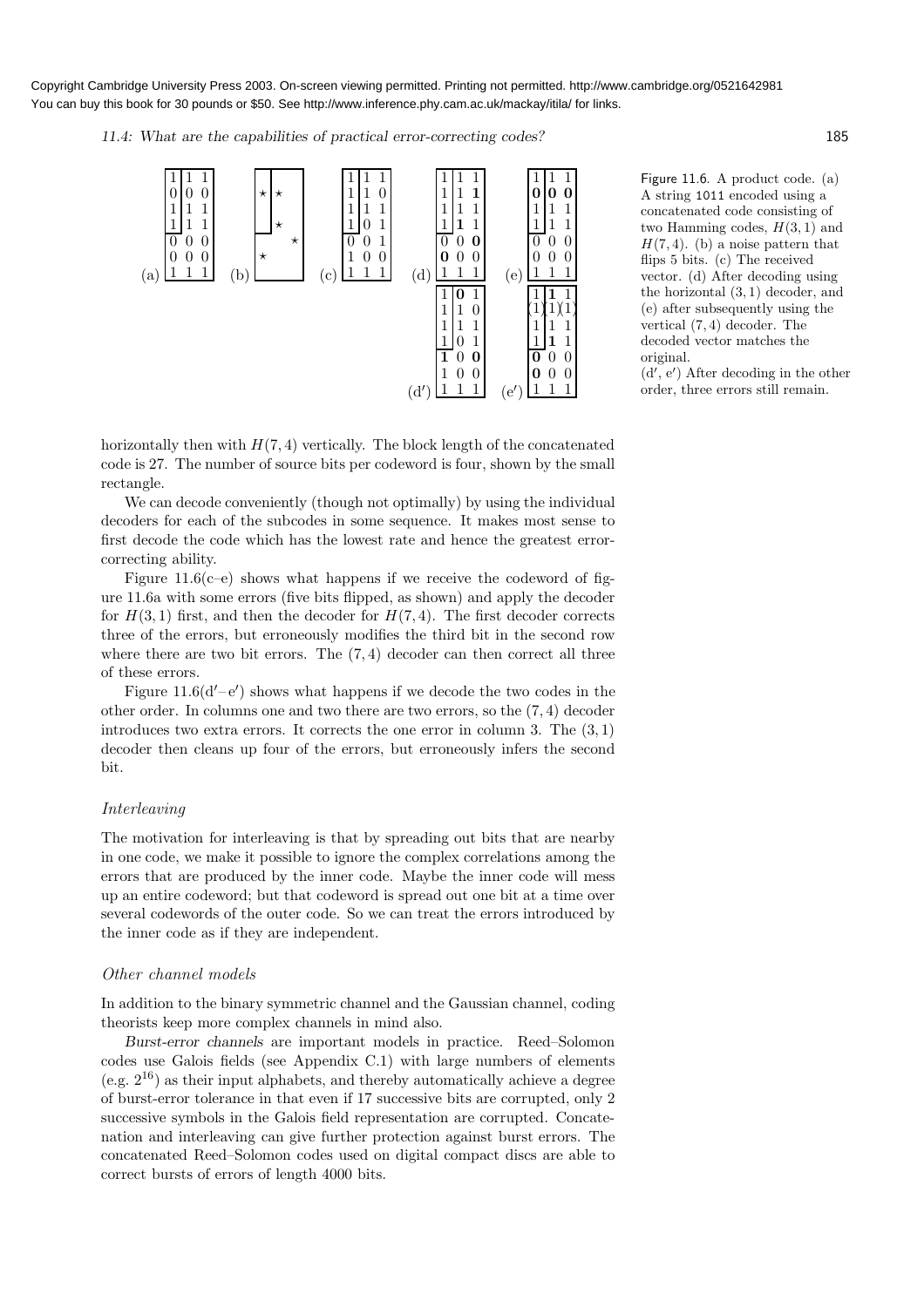Copyright Cambridge University Press 2003. On-screen viewing permitted. Printing not permitted. http://www.cambridge.org/0521642981
You can buy this book for 30 pounds or $50. See http://www.inference.phy.cam.ac.uk/mackay/itila/ for links.

Figure 11.6. A product code. (a) A string 1011 encoded using a concatenated code consisting of two Hamming codes, $H(3,1)$ and $H(7,4)$. (b) a noise pattern that flips 5 bits. (c) The received vector. (d) After decoding using the horizontal $(3,1)$ decoder, and (e) after subsequently using the vertical $(7,4)$ decoder. The decoded vector matches the original.
(d′, e′) After decoding in the other order, three errors still remain.

horizontally then with $H(7,4)$ vertically. The block length of the concatenated code is 27. The number of source bits per codeword is four, shown by the small rectangle.

We can decode conveniently (though not optimally) by using the individual decoders for each of the subcodes in some sequence. It makes most sense to first decode the code which has the lowest rate and hence the greatest error-correcting ability.

Figure 11.6(c–e) shows what happens if we receive the codeword of figure 11.6a with some errors (five bits flipped, as shown) and apply the decoder for $H(3,1)$ first, and then the decoder for $H(7,4)$. The first decoder corrects three of the errors, but erroneously modifies the third bit in the second row where there are two bit errors. The $(7,4)$ decoder can then correct all three of these errors.

Figure 11.6(d′–e′) shows what happens if we decode the two codes in the other order. In columns one and two there are two errors, so the $(7,4)$ decoder introduces two extra errors. It corrects the one error in column 3. The $(3,1)$ decoder then cleans up four of the errors, but erroneously infers the second bit.

### *Interleaving*

The motivation for interleaving is that by spreading out bits that are nearby in one code, we make it possible to ignore the complex correlations among the errors that are produced by the inner code. Maybe the inner code will mess up an entire codeword; but that codeword is spread out one bit at a time over several codewords of the outer code. So we can treat the errors introduced by the inner code as if they are independent.

### *Other channel models*

In addition to the binary symmetric channel and the Gaussian channel, coding theorists keep more complex channels in mind also.

*Burst-error channels* are important models in practice. Reed–Solomon codes use Galois fields (see Appendix C.1) with large numbers of elements (e.g. $2^{16}$) as their input alphabets, and thereby automatically achieve a degree of burst-error tolerance in that even if 17 successive bits are corrupted, only 2 successive symbols in the Galois field representation are corrupted. Concatenation and interleaving can give further protection against burst errors. The concatenated Reed–Solomon codes used on digital compact discs are able to correct bursts of errors of length 4000 bits.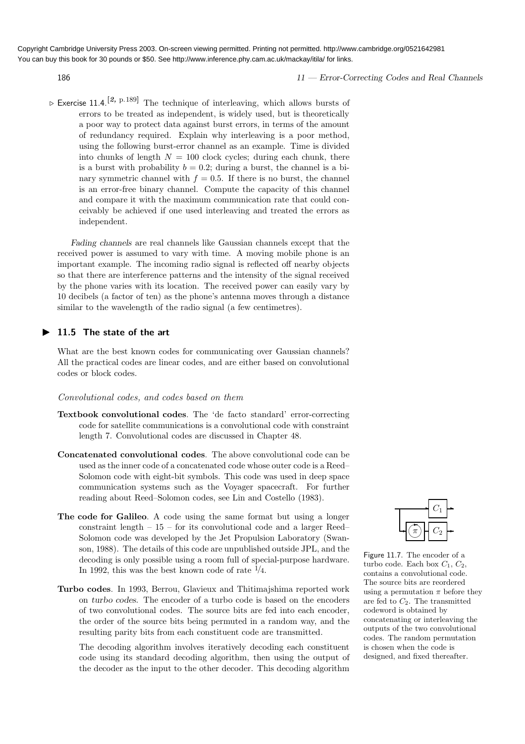▷ Exercise 11.4.[2, p.189] The technique of interleaving, which allows bursts of errors to be treated as independent, is widely used, but is theoretically a poor way to protect data against burst errors, in terms of the amount of redundancy required. Explain why interleaving is a poor method, using the following burst-error channel as an example. Time is divided into chunks of length $N = 100$ clock cycles; during each chunk, there is a burst with probability $b = 0.2$; during a burst, the channel is a binary symmetric channel with $f = 0.5$. If there is no burst, the channel is an error-free binary channel. Compute the capacity of this channel and compare it with the maximum communication rate that could conceivably be achieved if one used interleaving and treated the errors as independent.

*Fading channels* are real channels like Gaussian channels except that the received power is assumed to vary with time. A moving mobile phone is an important example. The incoming radio signal is reflected off nearby objects so that there are interference patterns and the intensity of the signal received by the phone varies with its location. The received power can easily vary by 10 decibels (a factor of ten) as the phone's antenna moves through a distance similar to the wavelength of the radio signal (a few centimetres).

## ▶ 11.5 The state of the art

What are the best known codes for communicating over Gaussian channels? All the practical codes are linear codes, and are either based on convolutional codes or block codes.

*Convolutional codes, and codes based on them*

**Textbook convolutional codes**. The 'de facto standard' error-correcting code for satellite communications is a convolutional code with constraint length 7. Convolutional codes are discussed in Chapter 48.

**Concatenated convolutional codes**. The above convolutional code can be used as the inner code of a concatenated code whose outer code is a Reed–Solomon code with eight-bit symbols. This code was used in deep space communication systems such as the Voyager spacecraft. For further reading about Reed–Solomon codes, see Lin and Costello (1983).

**The code for Galileo**. A code using the same format but using a longer constraint length – 15 – for its convolutional code and a larger Reed–Solomon code was developed by the Jet Propulsion Laboratory (Swanson, 1988). The details of this code are unpublished outside JPL, and the decoding is only possible using a room full of special-purpose hardware. In 1992, this was the best known code of rate 1/4.

**Turbo codes**. In 1993, Berrou, Glavieux and Thitimajshima reported work on *turbo codes*. The encoder of a turbo code is based on the encoders of two convolutional codes. The source bits are fed into each encoder, the order of the source bits being permuted in a random way, and the resulting parity bits from each constituent code are transmitted.

The decoding algorithm involves iteratively decoding each constituent code using its standard decoding algorithm, then using the output of the decoder as the input to the other decoder. This decoding algorithm

Figure 11.7. The encoder of a turbo code. Each box $C_1$, $C_2$, contains a convolutional code. The source bits are reordered using a permutation $\pi$ before they are fed to $C_2$. The transmitted codeword is obtained by concatenating or interleaving the outputs of the two convolutional codes. The random permutation is chosen when the code is designed, and fixed thereafter.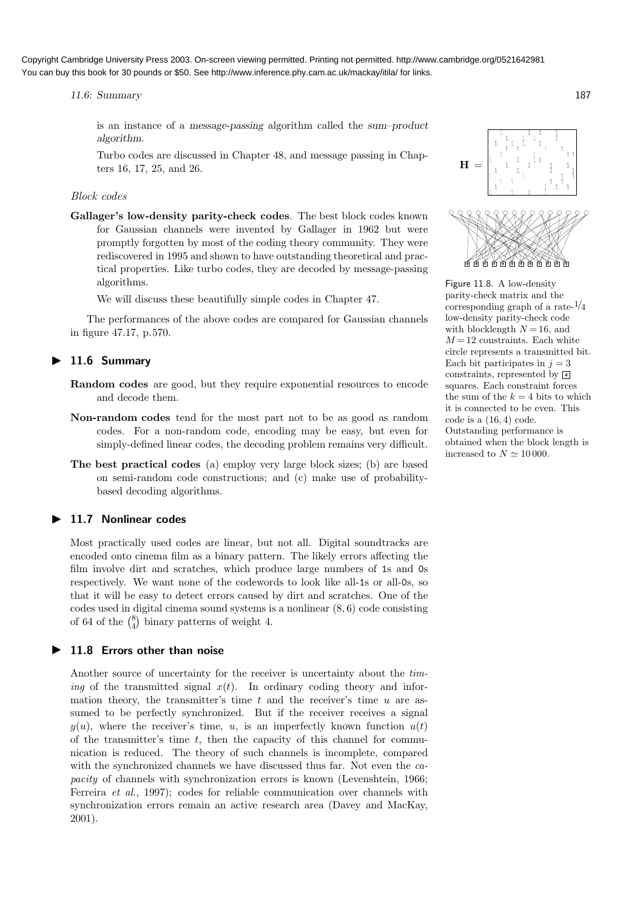is an instance of a *message-passing* algorithm called the *sum–product algorithm*.

Turbo codes are discussed in Chapter 48, and message passing in Chapters 16, 17, 25, and 26.

### *Block codes*

**Gallager's low-density parity-check codes**. The best block codes known for Gaussian channels were invented by Gallager in 1962 but were promptly forgotten by most of the coding theory community. They were rediscovered in 1995 and shown to have outstanding theoretical and practical properties. Like turbo codes, they are decoded by message-passing algorithms.

We will discuss these beautifully simple codes in Chapter 47.

The performances of the above codes are compared for Gaussian channels in figure 47.17, p.570.

Figure 11.8. A low-density parity-check matrix and the corresponding graph of a rate-$1/4$ low-density parity-check code with blocklength $N = 16$, and $M = 12$ constraints. Each white circle represents a transmitted bit. Each bit participates in $j = 3$ constraints, represented by ⊞ squares. Each constraint forces the sum of the $k = 4$ bits to which it is connected to be even. This code is a $(16, 4)$ code. Outstanding performance is obtained when the block length is increased to $N \simeq 10\,000$.

## ▶ 11.6 Summary

**Random codes** are good, but they require exponential resources to encode and decode them.

**Non-random codes** tend for the most part not to be as good as random codes. For a non-random code, encoding may be easy, but even for simply-defined linear codes, the decoding problem remains very difficult.

**The best practical codes** (a) employ very large block sizes; (b) are based on semi-random code constructions; and (c) make use of probability-based decoding algorithms.

## ▶ 11.7 Nonlinear codes

Most practically used codes are linear, but not all. Digital soundtracks are encoded onto cinema film as a binary pattern. The likely errors affecting the film involve dirt and scratches, which produce large numbers of 1s and 0s respectively. We want none of the codewords to look like all-1s or all-0s, so that it will be easy to detect errors caused by dirt and scratches. One of the codes used in digital cinema sound systems is a nonlinear $(8, 6)$ code consisting of 64 of the $\binom{8}{4}$ binary patterns of weight 4.

## ▶ 11.8 Errors other than noise

Another source of uncertainty for the receiver is uncertainty about the *timing* of the transmitted signal $x(t)$. In ordinary coding theory and information theory, the transmitter's time $t$ and the receiver's time $u$ are assumed to be perfectly synchronized. But if the receiver receives a signal $y(u)$, where the receiver's time, $u$, is an imperfectly known function $u(t)$ of the transmitter's time $t$, then the capacity of this channel for communication is reduced. The theory of such channels is incomplete, compared with the synchronized channels we have discussed thus far. Not even the *capacity* of channels with synchronization errors is known (Levenshtein, 1966; Ferreira *et al.*, 1997); codes for reliable communication over channels with synchronization errors remain an active research area (Davey and MacKay, 2001).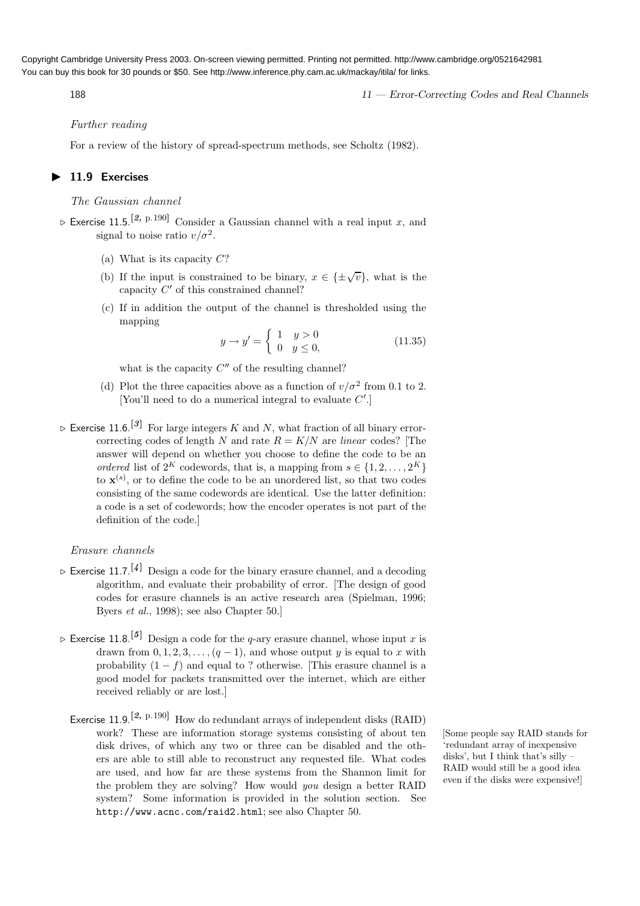*Further reading*

For a review of the history of spread-spectrum methods, see Scholtz (1982).

## ▶ 11.9 Exercises

*The Gaussian channel*

▷ Exercise 11.5.[2, p.190] Consider a Gaussian channel with a real input $x$, and signal to noise ratio $v/\sigma^2$.

(a) What is its capacity $C$?

(b) If the input is constrained to be binary, $x \in \{\pm\sqrt{v}\}$, what is the capacity $C'$ of this constrained channel?

(c) If in addition the output of the channel is thresholded using the mapping

$$y \to y' = \begin{cases} 1 & y > 0 \\ 0 & y \leq 0, \end{cases} \tag{11.35}$$

what is the capacity $C''$ of the resulting channel?

(d) Plot the three capacities above as a function of $v/\sigma^2$ from 0.1 to 2. [You'll need to do a numerical integral to evaluate $C'$.]

▷ Exercise 11.6.[3] For large integers $K$ and $N$, what fraction of all binary error-correcting codes of length $N$ and rate $R = K/N$ are *linear* codes? [The answer will depend on whether you choose to define the code to be an *ordered* list of $2^K$ codewords, that is, a mapping from $s \in \{1, 2, \ldots, 2^K\}$ to $\mathbf{x}^{(s)}$, or to define the code to be an unordered list, so that two codes consisting of the same codewords are identical. Use the latter definition: a code is a set of codewords; how the encoder operates is not part of the definition of the code.]

*Erasure channels*

▷ Exercise 11.7.[4] Design a code for the binary erasure channel, and a decoding algorithm, and evaluate their probability of error. [The design of good codes for erasure channels is an active research area (Spielman, 1996; Byers *et al.*, 1998); see also Chapter 50.]

▷ Exercise 11.8.[5] Design a code for the $q$-ary erasure channel, whose input $x$ is drawn from $0, 1, 2, 3, \ldots, (q-1)$, and whose output $y$ is equal to $x$ with probability $(1-f)$ and equal to ? otherwise. [This erasure channel is a good model for packets transmitted over the internet, which are either received reliably or are lost.]

Exercise 11.9.[2, p.190] How do redundant arrays of independent disks (RAID) work? These are information storage systems consisting of about ten disk drives, of which any two or three can be disabled and the others are able to still able to reconstruct any requested file. What codes are used, and how far are these systems from the Shannon limit for the problem they are solving? How would *you* design a better RAID system? Some information is provided in the solution section. See http://www.acnc.com/raid2.html; see also Chapter 50.

[Some people say RAID stands for 'redundant array of inexpensive disks', but I think that's silly – RAID would still be a good idea even if the disks were expensive!]